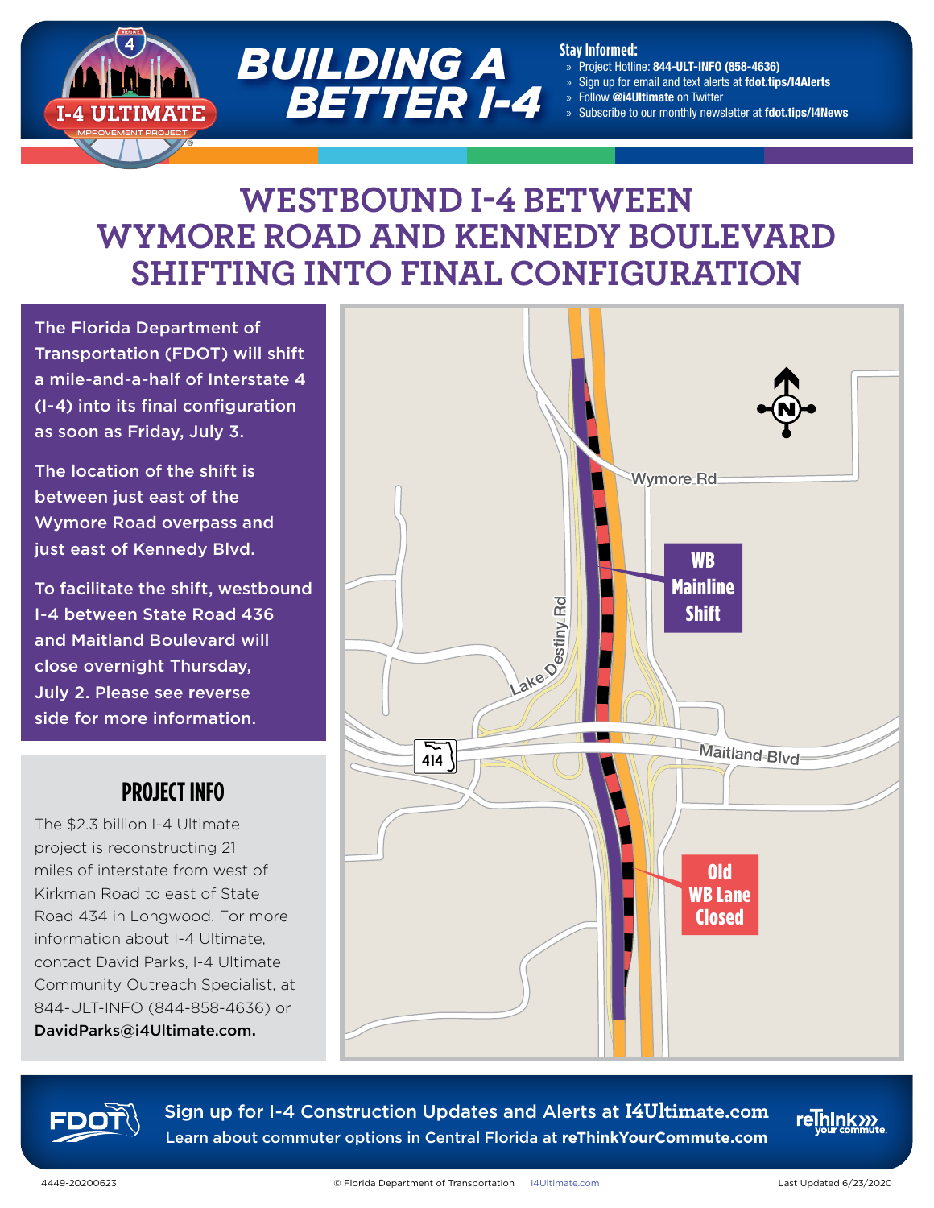# BUILDING A BETTER I-4

**Stay Informed:**

- Project Hotline: **844-ULT-INFO (858-4636)**
- Sign up for email and text alerts at **fdot.tips/I4Alerts**
- Follow **@i4Ultimate** on Twitter
- Subscribe to our monthly newsletter at **fdot.tips/I4News**

# WESTBOUND I-4 BETWEEN WYMORE ROAD AND KENNEDY BOULEVARD SHIFTING INTO FINAL CONFIGURATION

The Florida Department of Transportation (FDOT) will shift a mile-and-a-half of Interstate 4 (I-4) into its final configuration as soon as Friday, July 3.

The location of the shift is between just east of the Wymore Road overpass and just east of Kennedy Blvd.

To facilitate the shift, westbound I-4 between State Road 436 and Maitland Boulevard will close overnight Thursday, July 2. Please see reverse side for more information.

Wymore Rd

Lake Destiny Rd

Maitland Blvd

414

WB Mainline Shift

Old WB Lane Closed

## PROJECT INFO

The $2.3 billion I-4 Ultimate project is reconstructing 21 miles of interstate from west of Kirkman Road to east of State Road 434 in Longwood. For more information about I-4 Ultimate, contact David Parks, I-4 Ultimate Community Outreach Specialist, at 844-ULT-INFO (844-858-4636) or **DavidParks@i4Ultimate.com.**

Sign up for I-4 Construction Updates and Alerts at I4Ultimate.com

Learn about commuter options in Central Florida at reThinkYourCommute.com

4449-20200623 © Florida Department of Transportation i4Ultimate.com Last Updated 6/23/2020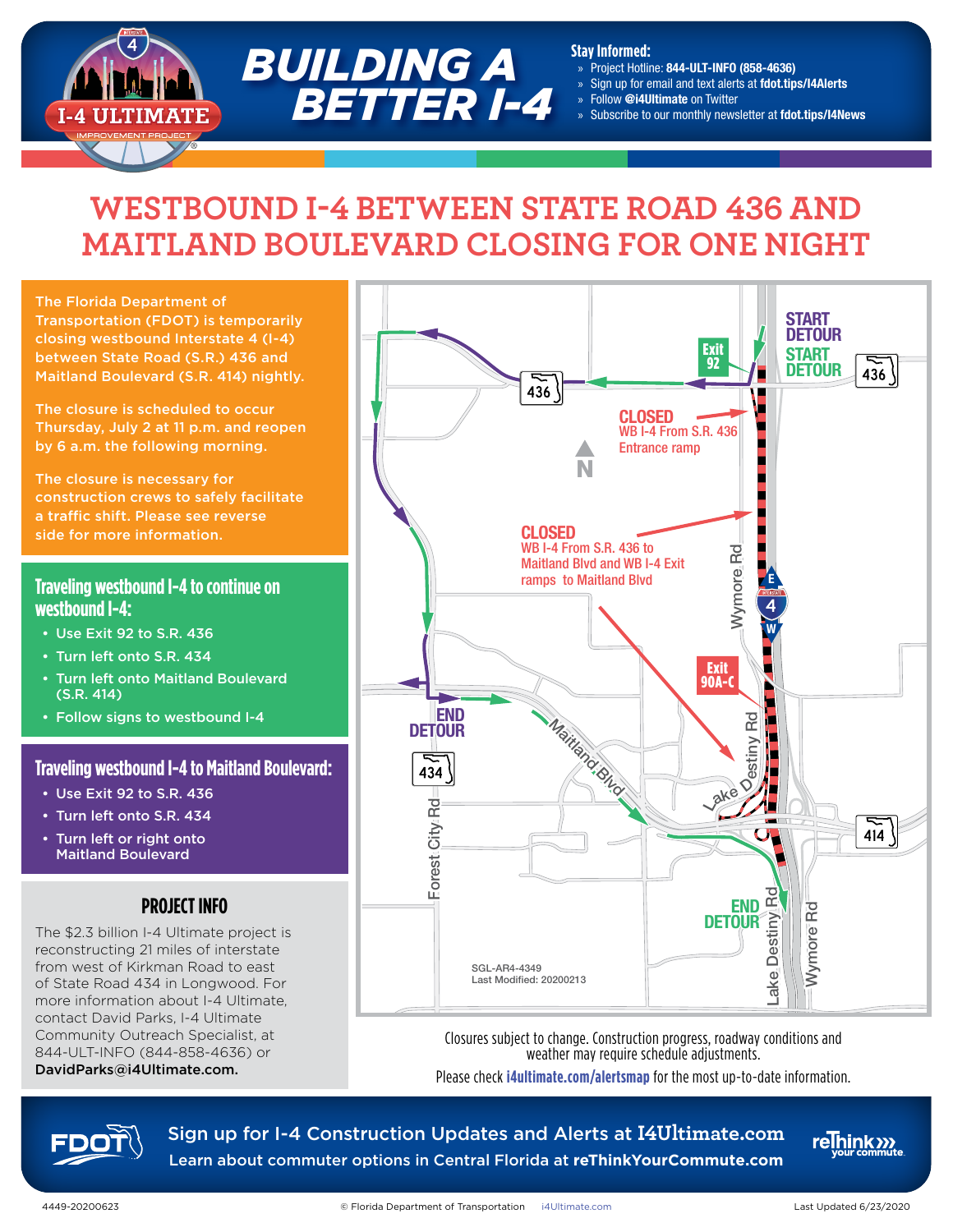# BUILDING A BETTER I-4

**Stay Informed:**

- » Project Hotline: **844-ULT-INFO (858-4636)**
- » Sign up for email and text alerts at **fdot.tips/I4Alerts**
- » Follow **@i4Ultimate** on Twitter
- » Subscribe to our monthly newsletter at **fdot.tips/I4News**

# WESTBOUND I-4 BETWEEN STATE ROAD 436 AND MAITLAND BOULEVARD CLOSING FOR ONE NIGHT

The Florida Department of Transportation (FDOT) is temporarily closing westbound Interstate 4 (I-4) between State Road (S.R.) 436 and Maitland Boulevard (S.R. 414) nightly.

The closure is scheduled to occur Thursday, July 2 at 11 p.m. and reopen by 6 a.m. the following morning.

The closure is necessary for construction crews to safely facilitate a traffic shift. Please see reverse side for more information.

## Traveling westbound I-4 to continue on westbound I-4:

- Use Exit 92 to S.R. 436
- Turn left onto S.R. 434
- Turn left onto Maitland Boulevard (S.R. 414)
- Follow signs to westbound I-4

## Traveling westbound I-4 to Maitland Boulevard:

- Use Exit 92 to S.R. 436
- Turn left onto S.R. 434
- Turn left or right onto Maitland Boulevard

## PROJECT INFO

The $2.3 billion I-4 Ultimate project is reconstructing 21 miles of interstate from west of Kirkman Road to east of State Road 434 in Longwood. For more information about I-4 Ultimate, contact David Parks, I-4 Ultimate Community Outreach Specialist, at 844-ULT-INFO (844-858-4636) or **DavidParks@i4Ultimate.com.**

START DETOUR
START DETOUR
Exit 92
436
CLOSED
WB I-4 From S.R. 436 Entrance ramp
N
CLOSED
WB I-4 From S.R. 436 to Maitland Blvd and WB I-4 Exit ramps to Maitland Blvd
Wymore Rd
E
4
W
Exit 90A-C
END DETOUR
434
Maitland Blvd
Lake Destiny Rd
414
Forest City Rd
END DETOUR
Lake Destiny Rd
Wymore Rd
SGL-AR4-4349
Last Modified: 20200213

Closures subject to change. Construction progress, roadway conditions and weather may require schedule adjustments.

Please check **i4ultimate.com/alertsmap** for the most up-to-date information.

Sign up for I-4 Construction Updates and Alerts at **I4Ultimate.com**
Learn about commuter options in Central Florida at **reThinkYourCommute.com**

4449-20200623 © Florida Department of Transportation i4Ultimate.com Last Updated 6/23/2020